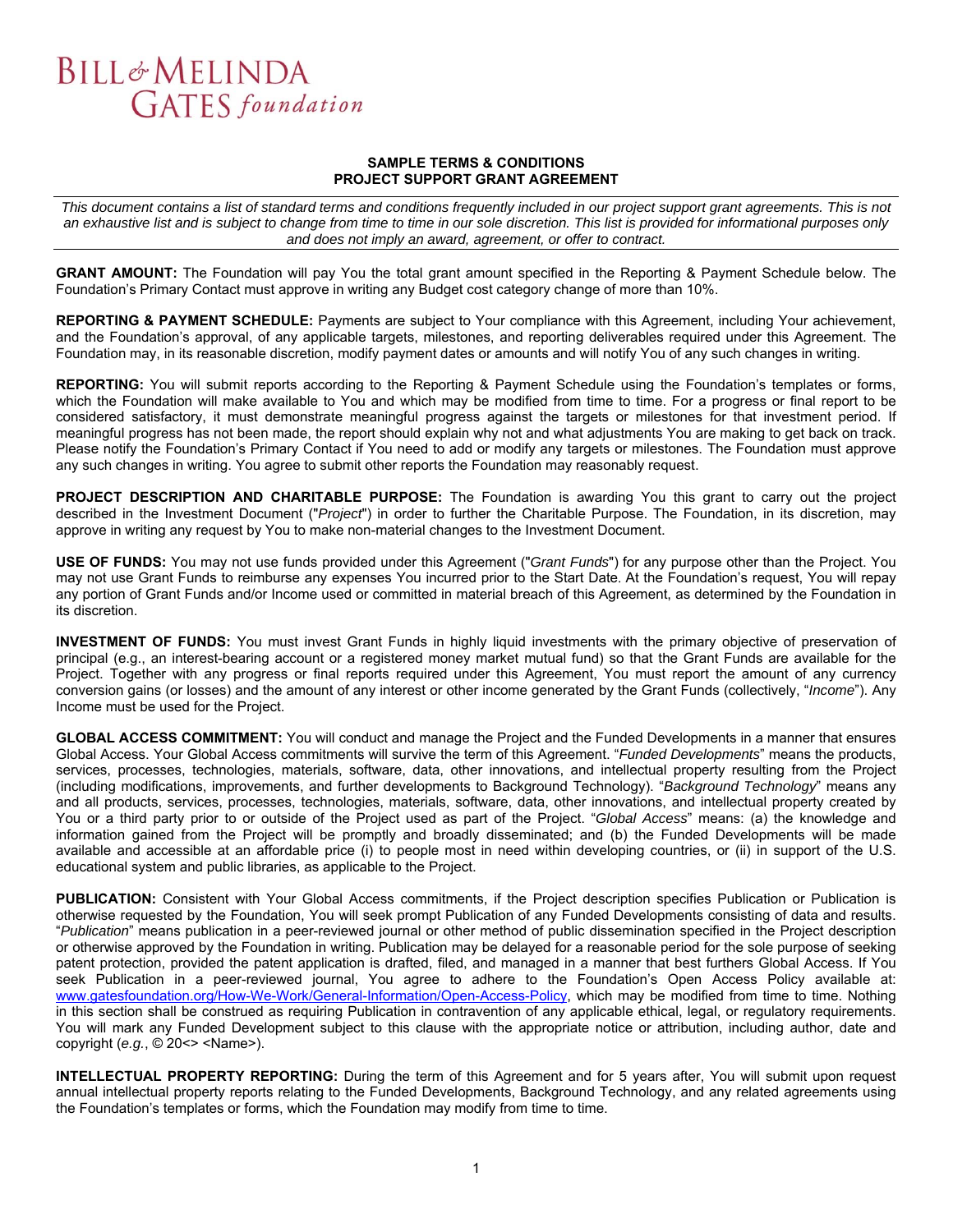BILL & MELINDA GATES foundation

**SAMPLE TERMS & CONDITIONS**
**PROJECT SUPPORT GRANT AGREEMENT**

---

*This document contains a list of standard terms and conditions frequently included in our project support grant agreements. This is not an exhaustive list and is subject to change from time to time in our sole discretion. This list is provided for informational purposes only and does not imply an award, agreement, or offer to contract.*

---

**GRANT AMOUNT:** The Foundation will pay You the total grant amount specified in the Reporting & Payment Schedule below. The Foundation's Primary Contact must approve in writing any Budget cost category change of more than 10%.

**REPORTING & PAYMENT SCHEDULE:** Payments are subject to Your compliance with this Agreement, including Your achievement, and the Foundation's approval, of any applicable targets, milestones, and reporting deliverables required under this Agreement. The Foundation may, in its reasonable discretion, modify payment dates or amounts and will notify You of any such changes in writing.

**REPORTING:** You will submit reports according to the Reporting & Payment Schedule using the Foundation's templates or forms, which the Foundation will make available to You and which may be modified from time to time. For a progress or final report to be considered satisfactory, it must demonstrate meaningful progress against the targets or milestones for that investment period. If meaningful progress has not been made, the report should explain why not and what adjustments You are making to get back on track. Please notify the Foundation's Primary Contact if You need to add or modify any targets or milestones. The Foundation must approve any such changes in writing. You agree to submit other reports the Foundation may reasonably request.

**PROJECT DESCRIPTION AND CHARITABLE PURPOSE:** The Foundation is awarding You this grant to carry out the project described in the Investment Document ("*Project*") in order to further the Charitable Purpose. The Foundation, in its discretion, may approve in writing any request by You to make non-material changes to the Investment Document.

**USE OF FUNDS:** You may not use funds provided under this Agreement ("*Grant Funds*") for any purpose other than the Project. You may not use Grant Funds to reimburse any expenses You incurred prior to the Start Date. At the Foundation's request, You will repay any portion of Grant Funds and/or Income used or committed in material breach of this Agreement, as determined by the Foundation in its discretion.

**INVESTMENT OF FUNDS:** You must invest Grant Funds in highly liquid investments with the primary objective of preservation of principal (e.g., an interest-bearing account or a registered money market mutual fund) so that the Grant Funds are available for the Project. Together with any progress or final reports required under this Agreement, You must report the amount of any currency conversion gains (or losses) and the amount of any interest or other income generated by the Grant Funds (collectively, "*Income*"). Any Income must be used for the Project.

**GLOBAL ACCESS COMMITMENT:** You will conduct and manage the Project and the Funded Developments in a manner that ensures Global Access. Your Global Access commitments will survive the term of this Agreement. "*Funded Developments*" means the products, services, processes, technologies, materials, software, data, other innovations, and intellectual property resulting from the Project (including modifications, improvements, and further developments to Background Technology). "*Background Technology*" means any and all products, services, processes, technologies, materials, software, data, other innovations, and intellectual property created by You or a third party prior to or outside of the Project used as part of the Project. "*Global Access*" means: (a) the knowledge and information gained from the Project will be promptly and broadly disseminated; and (b) the Funded Developments will be made available and accessible at an affordable price (i) to people most in need within developing countries, or (ii) in support of the U.S. educational system and public libraries, as applicable to the Project.

**PUBLICATION:** Consistent with Your Global Access commitments, if the Project description specifies Publication or Publication is otherwise requested by the Foundation, You will seek prompt Publication of any Funded Developments consisting of data and results. "*Publication*" means publication in a peer-reviewed journal or other method of public dissemination specified in the Project description or otherwise approved by the Foundation in writing. Publication may be delayed for a reasonable period for the sole purpose of seeking patent protection, provided the patent application is drafted, filed, and managed in a manner that best furthers Global Access. If You seek Publication in a peer-reviewed journal, You agree to adhere to the Foundation's Open Access Policy available at: www.gatesfoundation.org/How-We-Work/General-Information/Open-Access-Policy, which may be modified from time to time. Nothing in this section shall be construed as requiring Publication in contravention of any applicable ethical, legal, or regulatory requirements. You will mark any Funded Development subject to this clause with the appropriate notice or attribution, including author, date and copyright (*e.g.*, © 20<> <Name>).

**INTELLECTUAL PROPERTY REPORTING:** During the term of this Agreement and for 5 years after, You will submit upon request annual intellectual property reports relating to the Funded Developments, Background Technology, and any related agreements using the Foundation's templates or forms, which the Foundation may modify from time to time.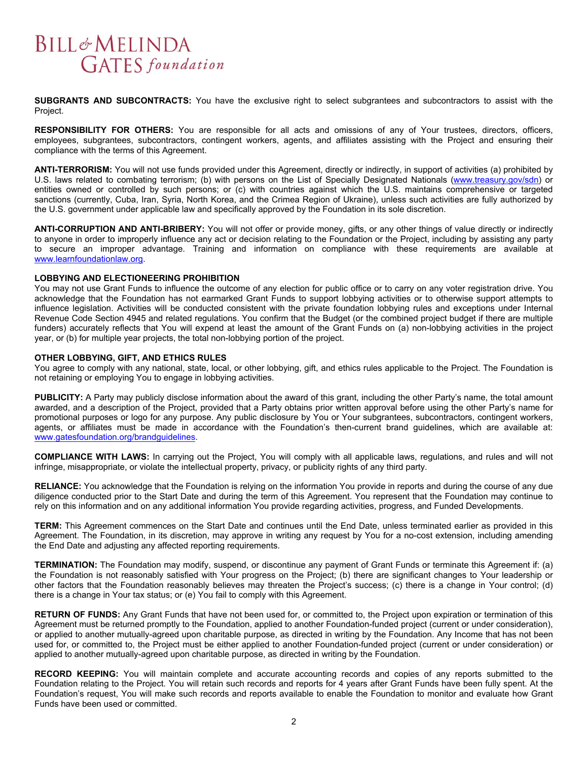**SUBGRANTS AND SUBCONTRACTS:** You have the exclusive right to select subgrantees and subcontractors to assist with the Project.

**RESPONSIBILITY FOR OTHERS:** You are responsible for all acts and omissions of any of Your trustees, directors, officers, employees, subgrantees, subcontractors, contingent workers, agents, and affiliates assisting with the Project and ensuring their compliance with the terms of this Agreement.

**ANTI-TERRORISM:** You will not use funds provided under this Agreement, directly or indirectly, in support of activities (a) prohibited by U.S. laws related to combating terrorism; (b) with persons on the List of Specially Designated Nationals (www.treasury.gov/sdn) or entities owned or controlled by such persons; or (c) with countries against which the U.S. maintains comprehensive or targeted sanctions (currently, Cuba, Iran, Syria, North Korea, and the Crimea Region of Ukraine), unless such activities are fully authorized by the U.S. government under applicable law and specifically approved by the Foundation in its sole discretion.

**ANTI-CORRUPTION AND ANTI-BRIBERY:** You will not offer or provide money, gifts, or any other things of value directly or indirectly to anyone in order to improperly influence any act or decision relating to the Foundation or the Project, including by assisting any party to secure an improper advantage. Training and information on compliance with these requirements are available at www.learnfoundationlaw.org.

**LOBBYING AND ELECTIONEERING PROHIBITION**

You may not use Grant Funds to influence the outcome of any election for public office or to carry on any voter registration drive. You acknowledge that the Foundation has not earmarked Grant Funds to support lobbying activities or to otherwise support attempts to influence legislation. Activities will be conducted consistent with the private foundation lobbying rules and exceptions under Internal Revenue Code Section 4945 and related regulations. You confirm that the Budget (or the combined project budget if there are multiple funders) accurately reflects that You will expend at least the amount of the Grant Funds on (a) non-lobbying activities in the project year, or (b) for multiple year projects, the total non-lobbying portion of the project.

**OTHER LOBBYING, GIFT, AND ETHICS RULES**

You agree to comply with any national, state, local, or other lobbying, gift, and ethics rules applicable to the Project. The Foundation is not retaining or employing You to engage in lobbying activities.

**PUBLICITY:** A Party may publicly disclose information about the award of this grant, including the other Party's name, the total amount awarded, and a description of the Project, provided that a Party obtains prior written approval before using the other Party's name for promotional purposes or logo for any purpose. Any public disclosure by You or Your subgrantees, subcontractors, contingent workers, agents, or affiliates must be made in accordance with the Foundation's then-current brand guidelines, which are available at: www.gatesfoundation.org/brandguidelines.

**COMPLIANCE WITH LAWS:** In carrying out the Project, You will comply with all applicable laws, regulations, and rules and will not infringe, misappropriate, or violate the intellectual property, privacy, or publicity rights of any third party.

**RELIANCE:** You acknowledge that the Foundation is relying on the information You provide in reports and during the course of any due diligence conducted prior to the Start Date and during the term of this Agreement. You represent that the Foundation may continue to rely on this information and on any additional information You provide regarding activities, progress, and Funded Developments.

**TERM:** This Agreement commences on the Start Date and continues until the End Date, unless terminated earlier as provided in this Agreement. The Foundation, in its discretion, may approve in writing any request by You for a no-cost extension, including amending the End Date and adjusting any affected reporting requirements.

**TERMINATION:** The Foundation may modify, suspend, or discontinue any payment of Grant Funds or terminate this Agreement if: (a) the Foundation is not reasonably satisfied with Your progress on the Project; (b) there are significant changes to Your leadership or other factors that the Foundation reasonably believes may threaten the Project's success; (c) there is a change in Your control; (d) there is a change in Your tax status; or (e) You fail to comply with this Agreement.

**RETURN OF FUNDS:** Any Grant Funds that have not been used for, or committed to, the Project upon expiration or termination of this Agreement must be returned promptly to the Foundation, applied to another Foundation-funded project (current or under consideration), or applied to another mutually-agreed upon charitable purpose, as directed in writing by the Foundation. Any Income that has not been used for, or committed to, the Project must be either applied to another Foundation-funded project (current or under consideration) or applied to another mutually-agreed upon charitable purpose, as directed in writing by the Foundation.

**RECORD KEEPING:** You will maintain complete and accurate accounting records and copies of any reports submitted to the Foundation relating to the Project. You will retain such records and reports for 4 years after Grant Funds have been fully spent. At the Foundation's request, You will make such records and reports available to enable the Foundation to monitor and evaluate how Grant Funds have been used or committed.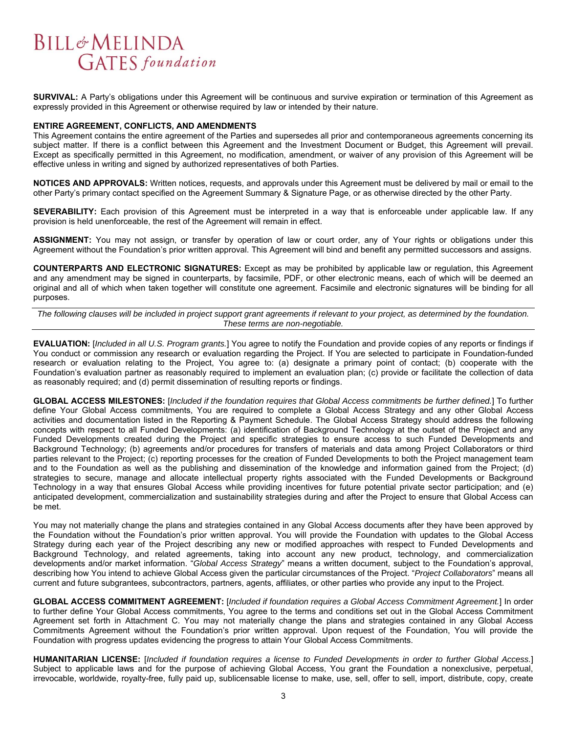**SURVIVAL:** A Party's obligations under this Agreement will be continuous and survive expiration or termination of this Agreement as expressly provided in this Agreement or otherwise required by law or intended by their nature.

**ENTIRE AGREEMENT, CONFLICTS, AND AMENDMENTS**
This Agreement contains the entire agreement of the Parties and supersedes all prior and contemporaneous agreements concerning its subject matter. If there is a conflict between this Agreement and the Investment Document or Budget, this Agreement will prevail. Except as specifically permitted in this Agreement, no modification, amendment, or waiver of any provision of this Agreement will be effective unless in writing and signed by authorized representatives of both Parties.

**NOTICES AND APPROVALS:** Written notices, requests, and approvals under this Agreement must be delivered by mail or email to the other Party's primary contact specified on the Agreement Summary & Signature Page, or as otherwise directed by the other Party.

**SEVERABILITY:** Each provision of this Agreement must be interpreted in a way that is enforceable under applicable law. If any provision is held unenforceable, the rest of the Agreement will remain in effect.

**ASSIGNMENT:** You may not assign, or transfer by operation of law or court order, any of Your rights or obligations under this Agreement without the Foundation's prior written approval. This Agreement will bind and benefit any permitted successors and assigns.

**COUNTERPARTS AND ELECTRONIC SIGNATURES:** Except as may be prohibited by applicable law or regulation, this Agreement and any amendment may be signed in counterparts, by facsimile, PDF, or other electronic means, each of which will be deemed an original and all of which when taken together will constitute one agreement. Facsimile and electronic signatures will be binding for all purposes.

---

*The following clauses will be included in project support grant agreements if relevant to your project, as determined by the foundation. These terms are non-negotiable.*

---

**EVALUATION:** [*Included in all U.S. Program grants.*] You agree to notify the Foundation and provide copies of any reports or findings if You conduct or commission any research or evaluation regarding the Project. If You are selected to participate in Foundation-funded research or evaluation relating to the Project, You agree to: (a) designate a primary point of contact; (b) cooperate with the Foundation's evaluation partner as reasonably required to implement an evaluation plan; (c) provide or facilitate the collection of data as reasonably required; and (d) permit dissemination of resulting reports or findings.

**GLOBAL ACCESS MILESTONES:** [*Included if the foundation requires that Global Access commitments be further defined.*] To further define Your Global Access commitments, You are required to complete a Global Access Strategy and any other Global Access activities and documentation listed in the Reporting & Payment Schedule. The Global Access Strategy should address the following concepts with respect to all Funded Developments: (a) identification of Background Technology at the outset of the Project and any Funded Developments created during the Project and specific strategies to ensure access to such Funded Developments and Background Technology; (b) agreements and/or procedures for transfers of materials and data among Project Collaborators or third parties relevant to the Project; (c) reporting processes for the creation of Funded Developments to both the Project management team and to the Foundation as well as the publishing and dissemination of the knowledge and information gained from the Project; (d) strategies to secure, manage and allocate intellectual property rights associated with the Funded Developments or Background Technology in a way that ensures Global Access while providing incentives for future potential private sector participation; and (e) anticipated development, commercialization and sustainability strategies during and after the Project to ensure that Global Access can be met.

You may not materially change the plans and strategies contained in any Global Access documents after they have been approved by the Foundation without the Foundation's prior written approval. You will provide the Foundation with updates to the Global Access Strategy during each year of the Project describing any new or modified approaches with respect to Funded Developments and Background Technology, and related agreements, taking into account any new product, technology, and commercialization developments and/or market information. "*Global Access Strategy*" means a written document, subject to the Foundation's approval, describing how You intend to achieve Global Access given the particular circumstances of the Project. "*Project Collaborators*" means all current and future subgrantees, subcontractors, partners, agents, affiliates, or other parties who provide any input to the Project.

**GLOBAL ACCESS COMMITMENT AGREEMENT:** [*Included if foundation requires a Global Access Commitment Agreement.*] In order to further define Your Global Access commitments, You agree to the terms and conditions set out in the Global Access Commitment Agreement set forth in Attachment C. You may not materially change the plans and strategies contained in any Global Access Commitments Agreement without the Foundation's prior written approval. Upon request of the Foundation, You will provide the Foundation with progress updates evidencing the progress to attain Your Global Access Commitments.

**HUMANITARIAN LICENSE:** [*Included if foundation requires a license to Funded Developments in order to further Global Access.*] Subject to applicable laws and for the purpose of achieving Global Access, You grant the Foundation a nonexclusive, perpetual, irrevocable, worldwide, royalty-free, fully paid up, sublicensable license to make, use, sell, offer to sell, import, distribute, copy, create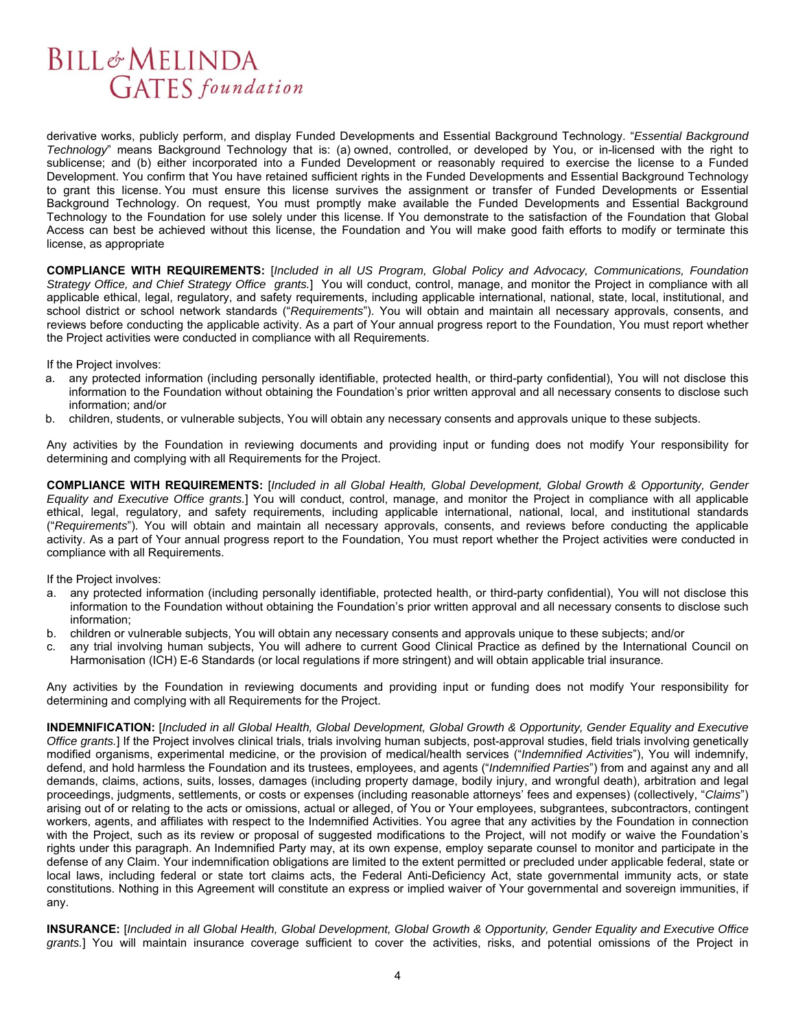derivative works, publicly perform, and display Funded Developments and Essential Background Technology. "*Essential Background Technology*" means Background Technology that is: (a) owned, controlled, or developed by You, or in-licensed with the right to sublicense; and (b) either incorporated into a Funded Development or reasonably required to exercise the license to a Funded Development. You confirm that You have retained sufficient rights in the Funded Developments and Essential Background Technology to grant this license. You must ensure this license survives the assignment or transfer of Funded Developments or Essential Background Technology. On request, You must promptly make available the Funded Developments and Essential Background Technology to the Foundation for use solely under this license. If You demonstrate to the satisfaction of the Foundation that Global Access can best be achieved without this license, the Foundation and You will make good faith efforts to modify or terminate this license, as appropriate

**COMPLIANCE WITH REQUIREMENTS:** [*Included in all US Program, Global Policy and Advocacy, Communications, Foundation Strategy Office, and Chief Strategy Office grants.*] You will conduct, control, manage, and monitor the Project in compliance with all applicable ethical, legal, regulatory, and safety requirements, including applicable international, national, state, local, institutional, and school district or school network standards ("*Requirements*"). You will obtain and maintain all necessary approvals, consents, and reviews before conducting the applicable activity. As a part of Your annual progress report to the Foundation, You must report whether the Project activities were conducted in compliance with all Requirements.

If the Project involves:

a. any protected information (including personally identifiable, protected health, or third-party confidential), You will not disclose this information to the Foundation without obtaining the Foundation's prior written approval and all necessary consents to disclose such information; and/or
b. children, students, or vulnerable subjects, You will obtain any necessary consents and approvals unique to these subjects.

Any activities by the Foundation in reviewing documents and providing input or funding does not modify Your responsibility for determining and complying with all Requirements for the Project.

**COMPLIANCE WITH REQUIREMENTS:** [*Included in all Global Health, Global Development, Global Growth & Opportunity, Gender Equality and Executive Office grants.*] You will conduct, control, manage, and monitor the Project in compliance with all applicable ethical, legal, regulatory, and safety requirements, including applicable international, national, local, and institutional standards ("*Requirements*"). You will obtain and maintain all necessary approvals, consents, and reviews before conducting the applicable activity. As a part of Your annual progress report to the Foundation, You must report whether the Project activities were conducted in compliance with all Requirements.

If the Project involves:

a. any protected information (including personally identifiable, protected health, or third-party confidential), You will not disclose this information to the Foundation without obtaining the Foundation's prior written approval and all necessary consents to disclose such information;
b. children or vulnerable subjects, You will obtain any necessary consents and approvals unique to these subjects; and/or
c. any trial involving human subjects, You will adhere to current Good Clinical Practice as defined by the International Council on Harmonisation (ICH) E-6 Standards (or local regulations if more stringent) and will obtain applicable trial insurance.

Any activities by the Foundation in reviewing documents and providing input or funding does not modify Your responsibility for determining and complying with all Requirements for the Project.

**INDEMNIFICATION:** [*Included in all Global Health, Global Development, Global Growth & Opportunity, Gender Equality and Executive Office grants.*] If the Project involves clinical trials, trials involving human subjects, post-approval studies, field trials involving genetically modified organisms, experimental medicine, or the provision of medical/health services ("*Indemnified Activities*"), You will indemnify, defend, and hold harmless the Foundation and its trustees, employees, and agents ("*Indemnified Parties*") from and against any and all demands, claims, actions, suits, losses, damages (including property damage, bodily injury, and wrongful death), arbitration and legal proceedings, judgments, settlements, or costs or expenses (including reasonable attorneys' fees and expenses) (collectively, "*Claims*") arising out of or relating to the acts or omissions, actual or alleged, of You or Your employees, subgrantees, subcontractors, contingent workers, agents, and affiliates with respect to the Indemnified Activities. You agree that any activities by the Foundation in connection with the Project, such as its review or proposal of suggested modifications to the Project, will not modify or waive the Foundation's rights under this paragraph. An Indemnified Party may, at its own expense, employ separate counsel to monitor and participate in the defense of any Claim. Your indemnification obligations are limited to the extent permitted or precluded under applicable federal, state or local laws, including federal or state tort claims acts, the Federal Anti-Deficiency Act, state governmental immunity acts, or state constitutions. Nothing in this Agreement will constitute an express or implied waiver of Your governmental and sovereign immunities, if any.

**INSURANCE:** [*Included in all Global Health, Global Development, Global Growth & Opportunity, Gender Equality and Executive Office grants.*] You will maintain insurance coverage sufficient to cover the activities, risks, and potential omissions of the Project in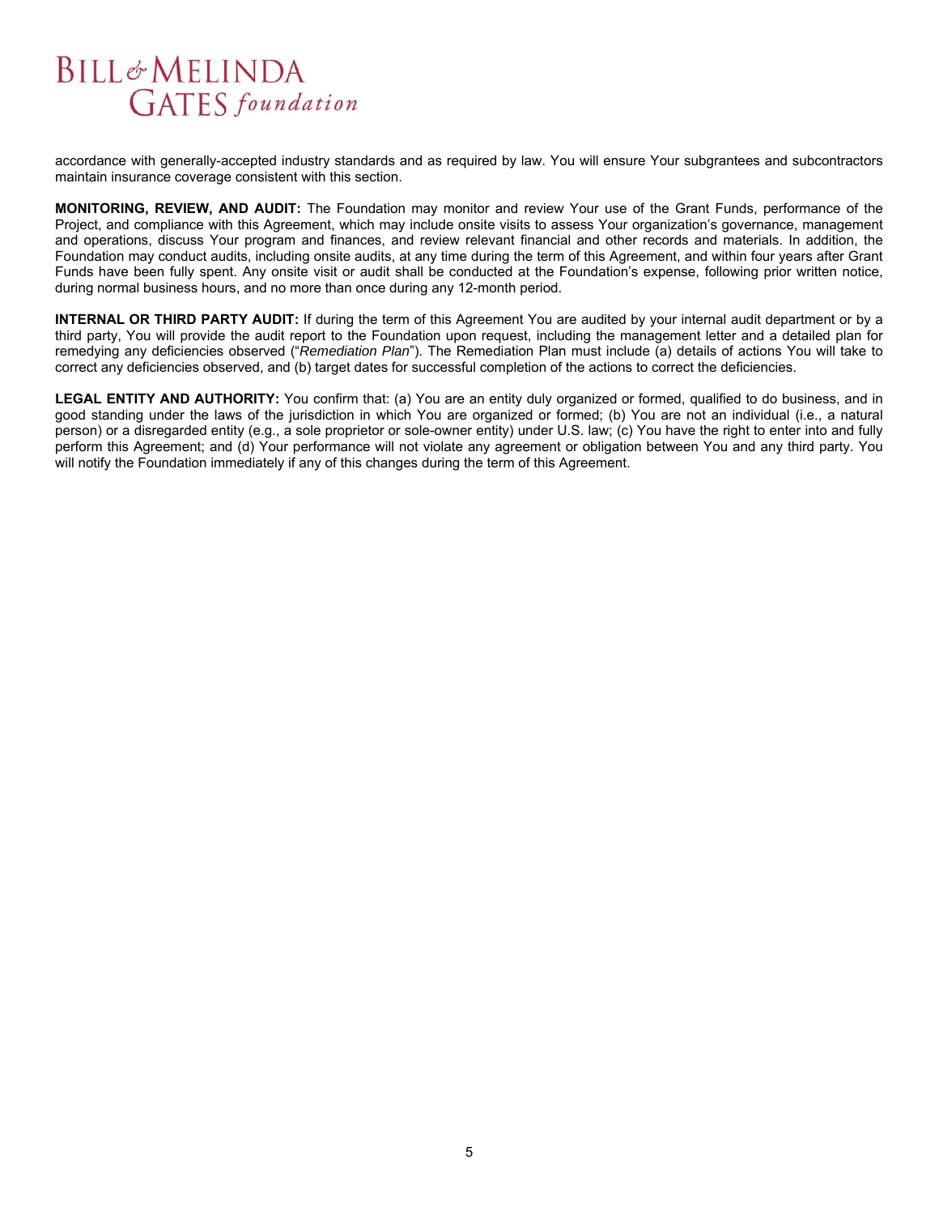accordance with generally-accepted industry standards and as required by law. You will ensure Your subgrantees and subcontractors maintain insurance coverage consistent with this section.

**MONITORING, REVIEW, AND AUDIT:** The Foundation may monitor and review Your use of the Grant Funds, performance of the Project, and compliance with this Agreement, which may include onsite visits to assess Your organization's governance, management and operations, discuss Your program and finances, and review relevant financial and other records and materials. In addition, the Foundation may conduct audits, including onsite audits, at any time during the term of this Agreement, and within four years after Grant Funds have been fully spent. Any onsite visit or audit shall be conducted at the Foundation's expense, following prior written notice, during normal business hours, and no more than once during any 12-month period.

**INTERNAL OR THIRD PARTY AUDIT:** If during the term of this Agreement You are audited by your internal audit department or by a third party, You will provide the audit report to the Foundation upon request, including the management letter and a detailed plan for remedying any deficiencies observed ("*Remediation Plan*"). The Remediation Plan must include (a) details of actions You will take to correct any deficiencies observed, and (b) target dates for successful completion of the actions to correct the deficiencies.

**LEGAL ENTITY AND AUTHORITY:** You confirm that: (a) You are an entity duly organized or formed, qualified to do business, and in good standing under the laws of the jurisdiction in which You are organized or formed; (b) You are not an individual (i.e., a natural person) or a disregarded entity (e.g., a sole proprietor or sole-owner entity) under U.S. law; (c) You have the right to enter into and fully perform this Agreement; and (d) Your performance will not violate any agreement or obligation between You and any third party. You will notify the Foundation immediately if any of this changes during the term of this Agreement.